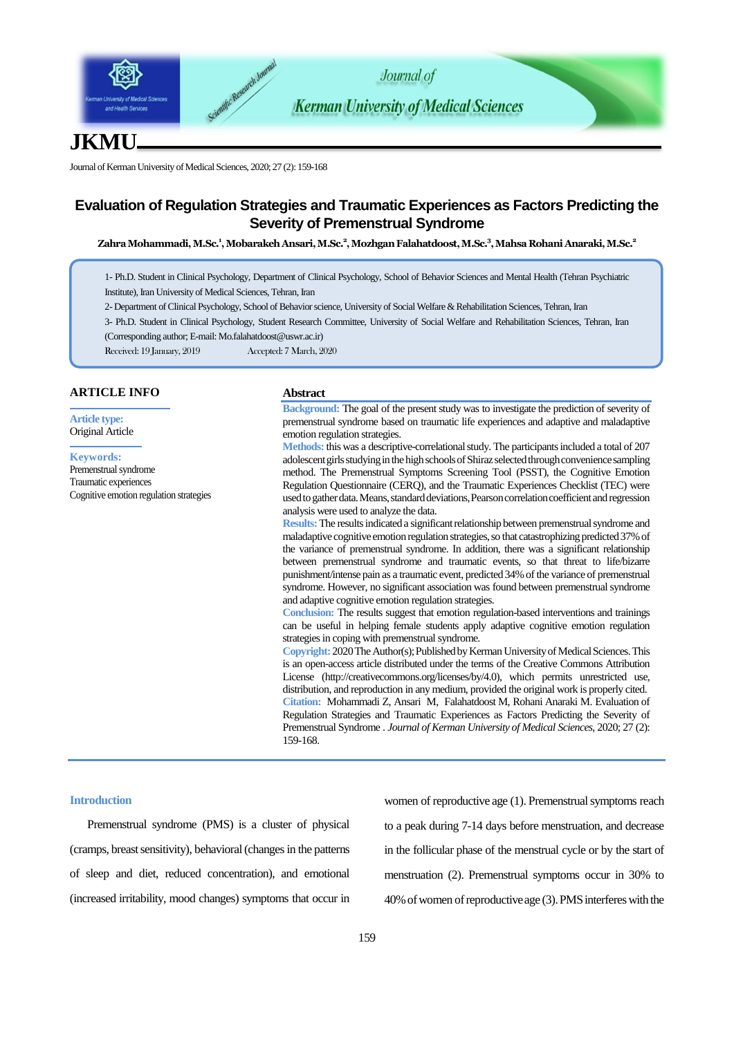# Evaluation of Regulation Strategies and Traumatic Experiences as Factors Predicting the Severity of Premenstrual Syndrome

**Zahra Mohammadi, M.Sc.[1], Mobarakeh Ansari, M.Sc.[2], Mozhgan Falahatdoost, M.Sc.[3], Mahsa Rohani Anaraki, M.Sc.[2]**

1- Ph.D. Student in Clinical Psychology, Department of Clinical Psychology, School of Behavior Sciences and Mental Health (Tehran Psychiatric Institute), Iran University of Medical Sciences, Tehran, Iran

2- Department of Clinical Psychology, School of Behavior science, University of Social Welfare & Rehabilitation Sciences, Tehran, Iran

3- Ph.D. Student in Clinical Psychology, Student Research Committee, University of Social Welfare and Rehabilitation Sciences, Tehran, Iran (Corresponding author; E-mail: Mo.falahatdoost@uswr.ac.ir)

Received: 19 January, 2019 Accepted: 7 March, 2020

## ARTICLE INFO

**Article type:**
Original Article

**Keywords:**
Premenstrual syndrome
Traumatic experiences
Cognitive emotion regulation strategies

## Abstract

**Background:** The goal of the present study was to investigate the prediction of severity of premenstrual syndrome based on traumatic life experiences and adaptive and maladaptive emotion regulation strategies.

**Methods:** this was a descriptive-correlational study. The participants included a total of 207 adolescent girls studying in the high schools of Shiraz selected through convenience sampling method. The Premenstrual Symptoms Screening Tool (PSST), the Cognitive Emotion Regulation Questionnaire (CERQ), and the Traumatic Experiences Checklist (TEC) were used to gather data. Means, standard deviations, Pearson correlation coefficient and regression analysis were used to analyze the data.

**Results:** The results indicated a significant relationship between premenstrual syndrome and maladaptive cognitive emotion regulation strategies, so that catastrophizing predicted 37% of the variance of premenstrual syndrome. In addition, there was a significant relationship between premenstrual syndrome and traumatic events, so that threat to life/bizarre punishment/intense pain as a traumatic event, predicted 34% of the variance of premenstrual syndrome. However, no significant association was found between premenstrual syndrome and adaptive cognitive emotion regulation strategies.

**Conclusion:** The results suggest that emotion regulation-based interventions and trainings can be useful in helping female students apply adaptive cognitive emotion regulation strategies in coping with premenstrual syndrome.

**Copyright:** 2020 The Author(s); Published by Kerman University of Medical Sciences. This is an open-access article distributed under the terms of the Creative Commons Attribution License (http://creativecommons.org/licenses/by/4.0), which permits unrestricted use, distribution, and reproduction in any medium, provided the original work is properly cited.

**Citation:** Mohammadi Z, Ansari M, Falahatdoost M, Rohani Anaraki M. Evaluation of Regulation Strategies and Traumatic Experiences as Factors Predicting the Severity of Premenstrual Syndrome . *Journal of Kerman University of Medical Sciences*, 2020; 27 (2): 159-168.

## Introduction

Premenstrual syndrome (PMS) is a cluster of physical (cramps, breast sensitivity), behavioral (changes in the patterns of sleep and diet, reduced concentration), and emotional (increased irritability, mood changes) symptoms that occur in women of reproductive age (1). Premenstrual symptoms reach to a peak during 7-14 days before menstruation, and decrease in the follicular phase of the menstrual cycle or by the start of menstruation (2). Premenstrual symptoms occur in 30% to 40% of women of reproductive age (3). PMS interferes with the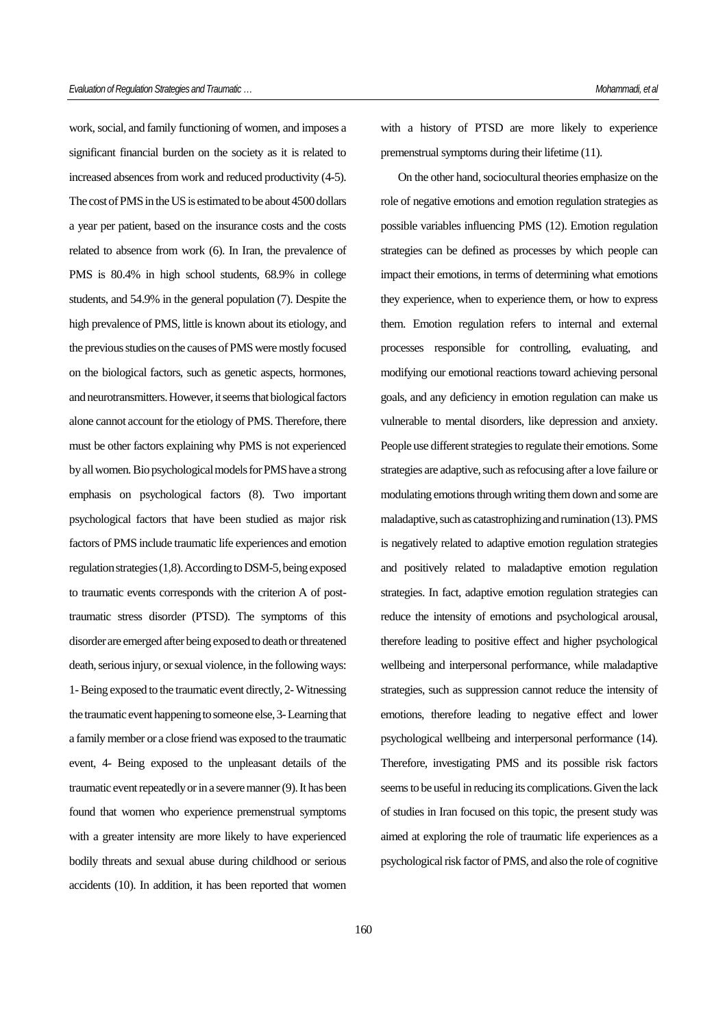work, social, and family functioning of women, and imposes a significant financial burden on the society as it is related to increased absences from work and reduced productivity (4-5). The cost of PMS in the US is estimated to be about 4500 dollars a year per patient, based on the insurance costs and the costs related to absence from work (6). In Iran, the prevalence of PMS is 80.4% in high school students, 68.9% in college students, and 54.9% in the general population (7). Despite the high prevalence of PMS, little is known about its etiology, and the previous studies on the causes of PMS were mostly focused on the biological factors, such as genetic aspects, hormones, and neurotransmitters. However, it seems that biological factors alone cannot account for the etiology of PMS. Therefore, there must be other factors explaining why PMS is not experienced by all women. Bio psychological models for PMS have a strong emphasis on psychological factors (8). Two important psychological factors that have been studied as major risk factors of PMS include traumatic life experiences and emotion regulation strategies (1,8). According to DSM-5, being exposed to traumatic events corresponds with the criterion A of post-traumatic stress disorder (PTSD). The symptoms of this disorder are emerged after being exposed to death or threatened death, serious injury, or sexual violence, in the following ways: 1- Being exposed to the traumatic event directly, 2- Witnessing the traumatic event happening to someone else, 3- Learning that a family member or a close friend was exposed to the traumatic event, 4- Being exposed to the unpleasant details of the traumatic event repeatedly or in a severe manner (9). It has been found that women who experience premenstrual symptoms with a greater intensity are more likely to have experienced bodily threats and sexual abuse during childhood or serious accidents (10). In addition, it has been reported that women with a history of PTSD are more likely to experience premenstrual symptoms during their lifetime (11).

On the other hand, sociocultural theories emphasize on the role of negative emotions and emotion regulation strategies as possible variables influencing PMS (12). Emotion regulation strategies can be defined as processes by which people can impact their emotions, in terms of determining what emotions they experience, when to experience them, or how to express them. Emotion regulation refers to internal and external processes responsible for controlling, evaluating, and modifying our emotional reactions toward achieving personal goals, and any deficiency in emotion regulation can make us vulnerable to mental disorders, like depression and anxiety. People use different strategies to regulate their emotions. Some strategies are adaptive, such as refocusing after a love failure or modulating emotions through writing them down and some are maladaptive, such as catastrophizing and rumination (13). PMS is negatively related to adaptive emotion regulation strategies and positively related to maladaptive emotion regulation strategies. In fact, adaptive emotion regulation strategies can reduce the intensity of emotions and psychological arousal, therefore leading to positive effect and higher psychological wellbeing and interpersonal performance, while maladaptive strategies, such as suppression cannot reduce the intensity of emotions, therefore leading to negative effect and lower psychological wellbeing and interpersonal performance (14). Therefore, investigating PMS and its possible risk factors seems to be useful in reducing its complications. Given the lack of studies in Iran focused on this topic, the present study was aimed at exploring the role of traumatic life experiences as a psychological risk factor of PMS, and also the role of cognitive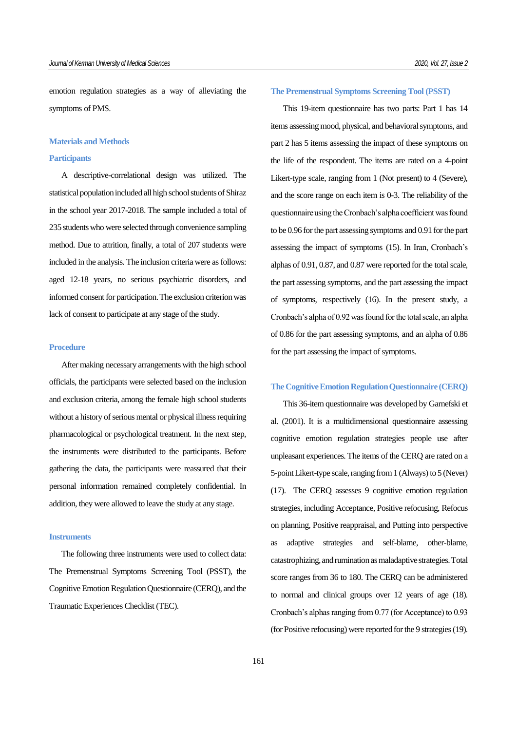emotion regulation strategies as a way of alleviating the symptoms of PMS.

## Materials and Methods

### Participants

A descriptive-correlational design was utilized. The statistical population included all high school students of Shiraz in the school year 2017-2018. The sample included a total of 235 students who were selected through convenience sampling method. Due to attrition, finally, a total of 207 students were included in the analysis. The inclusion criteria were as follows: aged 12-18 years, no serious psychiatric disorders, and informed consent for participation. The exclusion criterion was lack of consent to participate at any stage of the study.

### Procedure

After making necessary arrangements with the high school officials, the participants were selected based on the inclusion and exclusion criteria, among the female high school students without a history of serious mental or physical illness requiring pharmacological or psychological treatment. In the next step, the instruments were distributed to the participants. Before gathering the data, the participants were reassured that their personal information remained completely confidential. In addition, they were allowed to leave the study at any stage.

### Instruments

The following three instruments were used to collect data: The Premenstrual Symptoms Screening Tool (PSST), the Cognitive Emotion Regulation Questionnaire (CERQ), and the Traumatic Experiences Checklist (TEC).

### The Premenstrual Symptoms Screening Tool (PSST)

This 19-item questionnaire has two parts: Part 1 has 14 items assessing mood, physical, and behavioral symptoms, and part 2 has 5 items assessing the impact of these symptoms on the life of the respondent. The items are rated on a 4-point Likert-type scale, ranging from 1 (Not present) to 4 (Severe), and the score range on each item is 0-3. The reliability of the questionnaire using the Cronbach's alpha coefficient was found to be 0.96 for the part assessing symptoms and 0.91 for the part assessing the impact of symptoms (15). In Iran, Cronbach's alphas of 0.91, 0.87, and 0.87 were reported for the total scale, the part assessing symptoms, and the part assessing the impact of symptoms, respectively (16). In the present study, a Cronbach's alpha of 0.92 was found for the total scale, an alpha of 0.86 for the part assessing symptoms, and an alpha of 0.86 for the part assessing the impact of symptoms.

### The Cognitive Emotion Regulation Questionnaire (CERQ)

This 36-item questionnaire was developed by Garnefski et al. (2001). It is a multidimensional questionnaire assessing cognitive emotion regulation strategies people use after unpleasant experiences. The items of the CERQ are rated on a 5-point Likert-type scale, ranging from 1 (Always) to 5 (Never) (17). The CERQ assesses 9 cognitive emotion regulation strategies, including Acceptance, Positive refocusing, Refocus on planning, Positive reappraisal, and Putting into perspective as adaptive strategies and self-blame, other-blame, catastrophizing, and rumination as maladaptive strategies. Total score ranges from 36 to 180. The CERQ can be administered to normal and clinical groups over 12 years of age (18). Cronbach's alphas ranging from 0.77 (for Acceptance) to 0.93 (for Positive refocusing) were reported for the 9 strategies (19).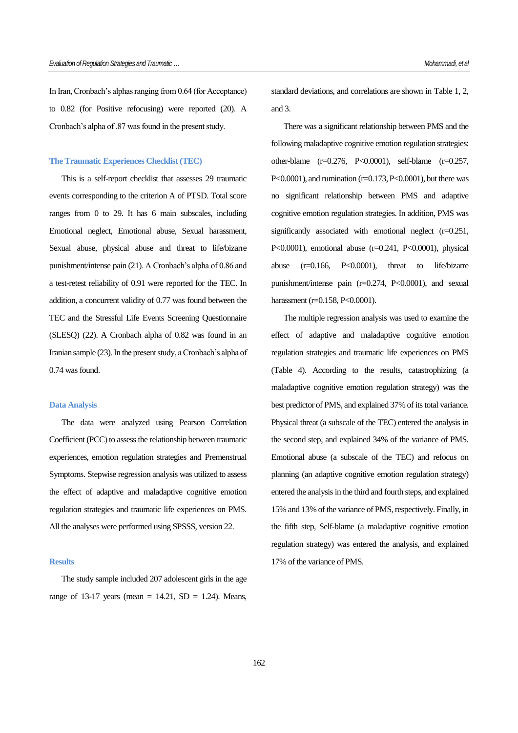In Iran, Cronbach's alphas ranging from 0.64 (for Acceptance) to 0.82 (for Positive refocusing) were reported (20). A Cronbach's alpha of .87 was found in the present study.

### The Traumatic Experiences Checklist (TEC)

This is a self-report checklist that assesses 29 traumatic events corresponding to the criterion A of PTSD. Total score ranges from 0 to 29. It has 6 main subscales, including Emotional neglect, Emotional abuse, Sexual harassment, Sexual abuse, physical abuse and threat to life/bizarre punishment/intense pain (21). A Cronbach's alpha of 0.86 and a test-retest reliability of 0.91 were reported for the TEC. In addition, a concurrent validity of 0.77 was found between the TEC and the Stressful Life Events Screening Questionnaire (SLESQ) (22). A Cronbach alpha of 0.82 was found in an Iranian sample (23). In the present study, a Cronbach's alpha of 0.74 was found.

### Data Analysis

The data were analyzed using Pearson Correlation Coefficient (PCC) to assess the relationship between traumatic experiences, emotion regulation strategies and Premenstrual Symptoms. Stepwise regression analysis was utilized to assess the effect of adaptive and maladaptive cognitive emotion regulation strategies and traumatic life experiences on PMS. All the analyses were performed using SPSSS, version 22.

### Results

The study sample included 207 adolescent girls in the age range of 13-17 years (mean = 14.21, SD = 1.24). Means, standard deviations, and correlations are shown in Table 1, 2, and 3.

There was a significant relationship between PMS and the following maladaptive cognitive emotion regulation strategies: other-blame (r=0.276, P<0.0001), self-blame (r=0.257, P<0.0001), and rumination (r=0.173, P<0.0001), but there was no significant relationship between PMS and adaptive cognitive emotion regulation strategies. In addition, PMS was significantly associated with emotional neglect (r=0.251, P<0.0001), emotional abuse (r=0.241, P<0.0001), physical abuse (r=0.166, P<0.0001), threat to life/bizarre punishment/intense pain (r=0.274, P<0.0001), and sexual harassment (r=0.158, P<0.0001).

The multiple regression analysis was used to examine the effect of adaptive and maladaptive cognitive emotion regulation strategies and traumatic life experiences on PMS (Table 4). According to the results, catastrophizing (a maladaptive cognitive emotion regulation strategy) was the best predictor of PMS, and explained 37% of its total variance. Physical threat (a subscale of the TEC) entered the analysis in the second step, and explained 34% of the variance of PMS. Emotional abuse (a subscale of the TEC) and refocus on planning (an adaptive cognitive emotion regulation strategy) entered the analysis in the third and fourth steps, and explained 15% and 13% of the variance of PMS, respectively. Finally, in the fifth step, Self-blame (a maladaptive cognitive emotion regulation strategy) was entered the analysis, and explained 17% of the variance of PMS.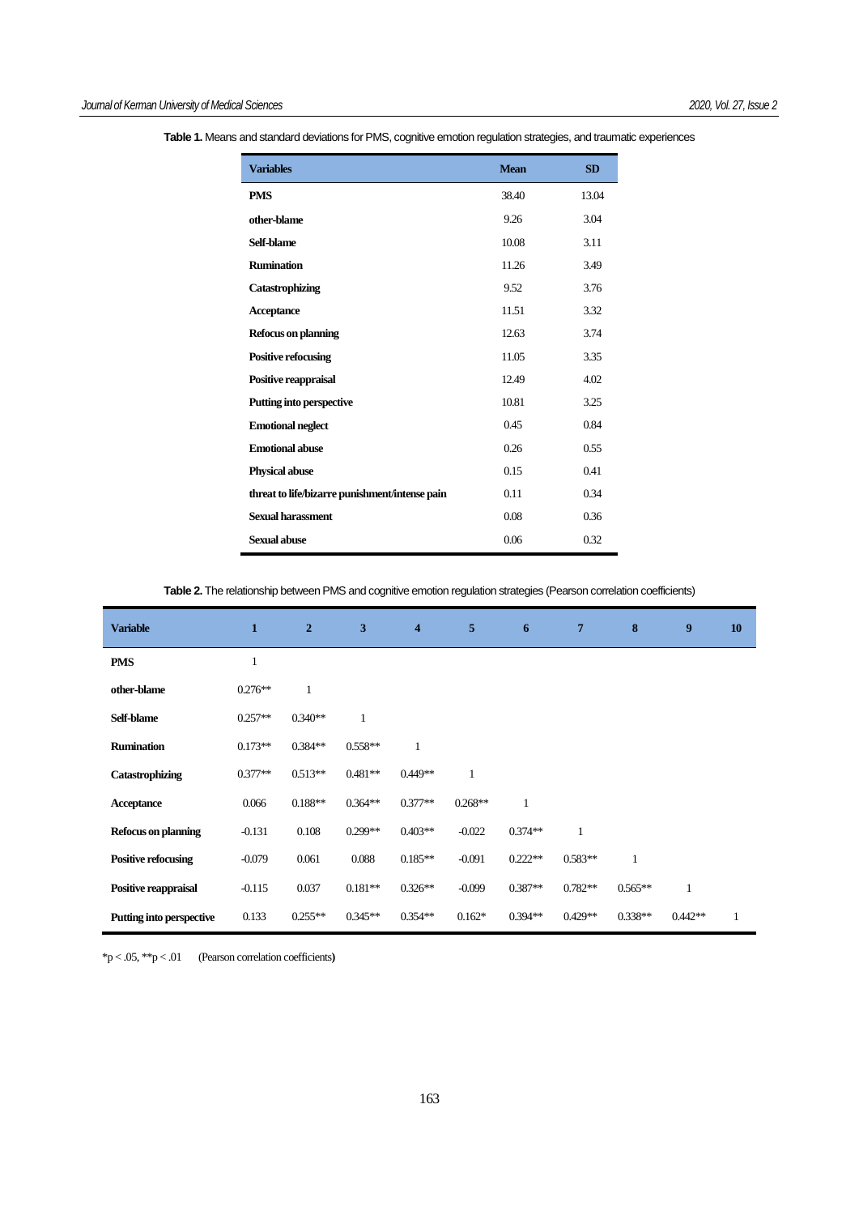**Table 1.** Means and standard deviations for PMS, cognitive emotion regulation strategies, and traumatic experiences

| Variables | Mean | SD |
|---|---|---|
| **PMS** | 38.40 | 13.04 |
| **other-blame** | 9.26 | 3.04 |
| **Self-blame** | 10.08 | 3.11 |
| **Rumination** | 11.26 | 3.49 |
| **Catastrophizing** | 9.52 | 3.76 |
| **Acceptance** | 11.51 | 3.32 |
| **Refocus on planning** | 12.63 | 3.74 |
| **Positive refocusing** | 11.05 | 3.35 |
| **Positive reappraisal** | 12.49 | 4.02 |
| **Putting into perspective** | 10.81 | 3.25 |
| **Emotional neglect** | 0.45 | 0.84 |
| **Emotional abuse** | 0.26 | 0.55 |
| **Physical abuse** | 0.15 | 0.41 |
| **threat to life/bizarre punishment/intense pain** | 0.11 | 0.34 |
| **Sexual harassment** | 0.08 | 0.36 |
| **Sexual abuse** | 0.06 | 0.32 |

**Table 2.** The relationship between PMS and cognitive emotion regulation strategies (Pearson correlation coefficients)

| Variable | 1 | 2 | 3 | 4 | 5 | 6 | 7 | 8 | 9 | 10 |
|---|---|---|---|---|---|---|---|---|---|---|
| **PMS** | 1 | | | | | | | | | |
| **other-blame** | 0.276** | 1 | | | | | | | | |
| **Self-blame** | 0.257** | 0.340** | 1 | | | | | | | |
| **Rumination** | 0.173** | 0.384** | 0.558** | 1 | | | | | | |
| **Catastrophizing** | 0.377** | 0.513** | 0.481** | 0.449** | 1 | | | | | |
| **Acceptance** | 0.066 | 0.188** | 0.364** | 0.377** | 0.268** | 1 | | | | |
| **Refocus on planning** | -0.131 | 0.108 | 0.299** | 0.403** | -0.022 | 0.374** | 1 | | | |
| **Positive refocusing** | -0.079 | 0.061 | 0.088 | 0.185** | -0.091 | 0.222** | 0.583** | 1 | | |
| **Positive reappraisal** | -0.115 | 0.037 | 0.181** | 0.326** | -0.099 | 0.387** | 0.782** | 0.565** | 1 | |
| **Putting into perspective** | 0.133 | 0.255** | 0.345** | 0.354** | 0.162* | 0.394** | 0.429** | 0.338** | 0.442** | 1 |

*p < .05, **p < .01 (Pearson correlation coefficients)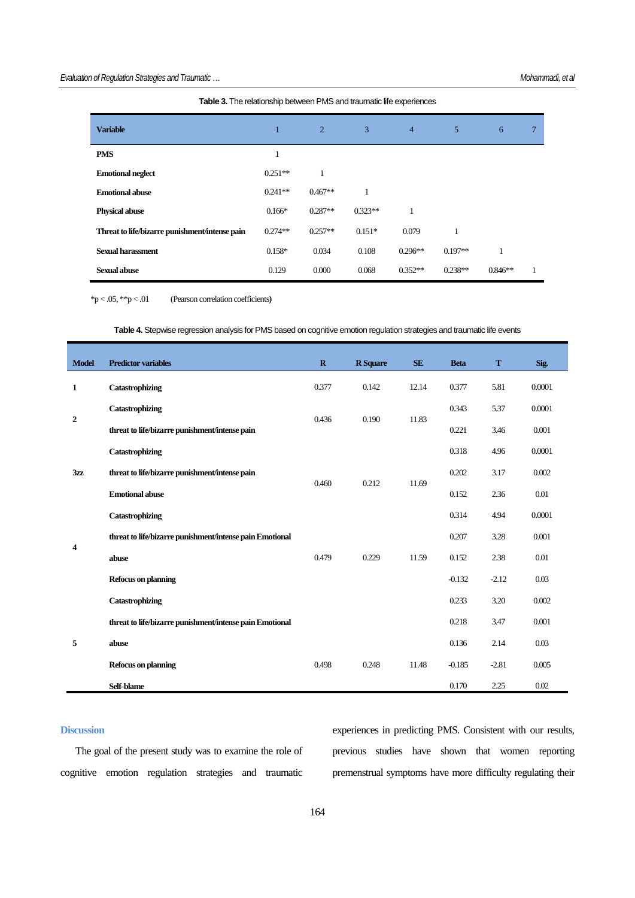**Table 3.** The relationship between PMS and traumatic life experiences

| Variable | 1 | 2 | 3 | 4 | 5 | 6 | 7 |
|---|---|---|---|---|---|---|---|
| **PMS** | 1 | | | | | | |
| **Emotional neglect** | 0.251** | 1 | | | | | |
| **Emotional abuse** | 0.241** | 0.467** | 1 | | | | |
| **Physical abuse** | 0.166* | 0.287** | 0.323** | 1 | | | |
| **Threat to life/bizarre punishment/intense pain** | 0.274** | 0.257** | 0.151* | 0.079 | 1 | | |
| **Sexual harassment** | 0.158* | 0.034 | 0.108 | 0.296** | 0.197** | 1 | |
| **Sexual abuse** | 0.129 | 0.000 | 0.068 | 0.352** | 0.238** | 0.846** | 1 |

*p < .05, **p < .01 (Pearson correlation coefficients**)**

**Table 4.** Stepwise regression analysis for PMS based on cognitive emotion regulation strategies and traumatic life events

| Model | Predictor variables | R | R Square | SE | Beta | T | Sig. |
|---|---|---|---|---|---|---|---|
| **1** | **Catastrophizing** | 0.377 | 0.142 | 12.14 | 0.377 | 5.81 | 0.0001 |
| **2** | **Catastrophizing** | 0.436 | 0.190 | 11.83 | 0.343 | 5.37 | 0.0001 |
| | **threat to life/bizarre punishment/intense pain** | | | | 0.221 | 3.46 | 0.001 |
| **3zz** | **Catastrophizing** | 0.460 | 0.212 | 11.69 | 0.318 | 4.96 | 0.0001 |
| | **threat to life/bizarre punishment/intense pain** | | | | 0.202 | 3.17 | 0.002 |
| | **Emotional abuse** | | | | 0.152 | 2.36 | 0.01 |
| **4** | **Catastrophizing** | 0.479 | 0.229 | 11.59 | 0.314 | 4.94 | 0.0001 |
| | **threat to life/bizarre punishment/intense pain** | | | | 0.207 | 3.28 | 0.001 |
| | **Emotional abuse** | | | | 0.152 | 2.38 | 0.01 |
| | **Refocus on planning** | | | | -0.132 | -2.12 | 0.03 |
| **5** | **Catastrophizing** | 0.498 | 0.248 | 11.48 | 0.233 | 3.20 | 0.002 |
| | **threat to life/bizarre punishment/intense pain** | | | | 0.218 | 3.47 | 0.001 |
| | **Emotional abuse** | | | | 0.136 | 2.14 | 0.03 |
| | **Refocus on planning** | | | | -0.185 | -2.81 | 0.005 |
| | **Self-blame** | | | | 0.170 | 2.25 | 0.02 |

## Discussion

The goal of the present study was to examine the role of cognitive emotion regulation strategies and traumatic experiences in predicting PMS. Consistent with our results, previous studies have shown that women reporting premenstrual symptoms have more difficulty regulating their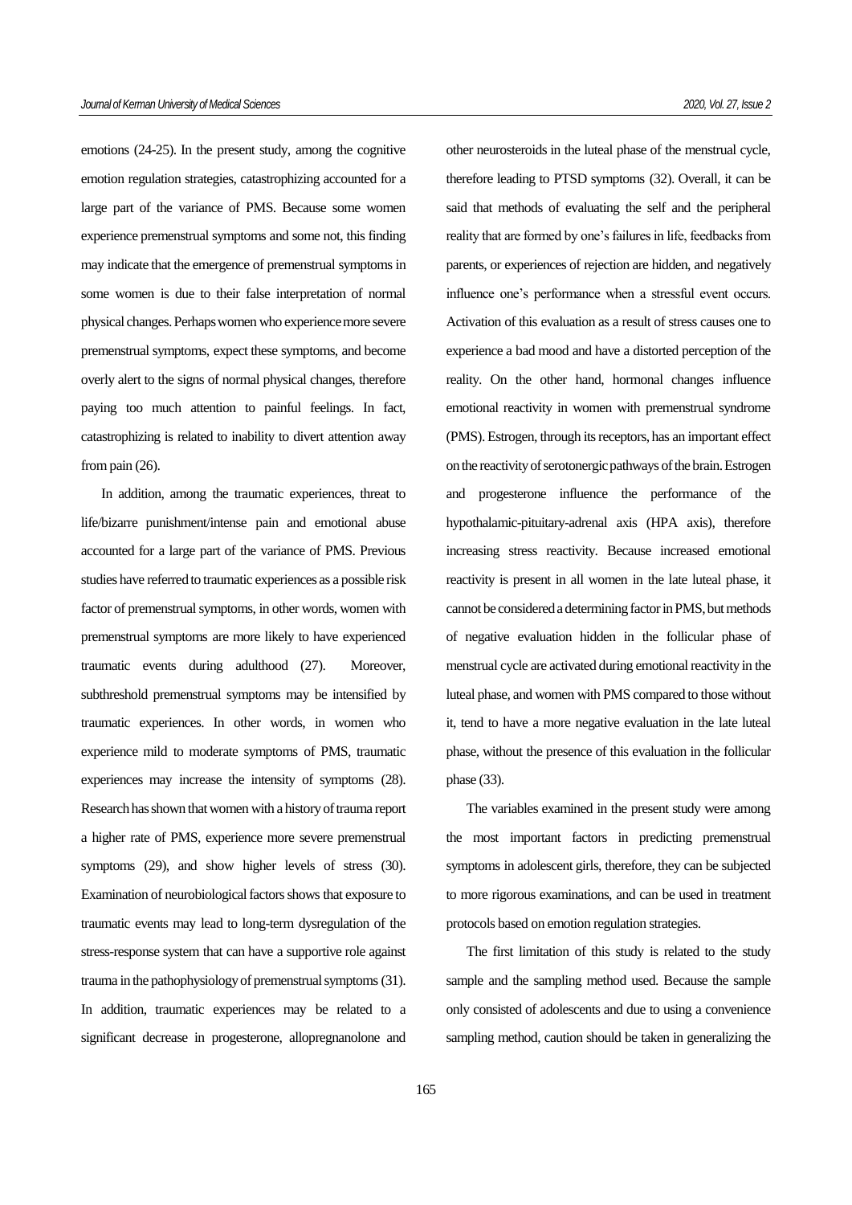emotions (24-25). In the present study, among the cognitive emotion regulation strategies, catastrophizing accounted for a large part of the variance of PMS. Because some women experience premenstrual symptoms and some not, this finding may indicate that the emergence of premenstrual symptoms in some women is due to their false interpretation of normal physical changes. Perhaps women who experience more severe premenstrual symptoms, expect these symptoms, and become overly alert to the signs of normal physical changes, therefore paying too much attention to painful feelings. In fact, catastrophizing is related to inability to divert attention away from pain (26).

In addition, among the traumatic experiences, threat to life/bizarre punishment/intense pain and emotional abuse accounted for a large part of the variance of PMS. Previous studies have referred to traumatic experiences as a possible risk factor of premenstrual symptoms, in other words, women with premenstrual symptoms are more likely to have experienced traumatic events during adulthood (27). Moreover, subthreshold premenstrual symptoms may be intensified by traumatic experiences. In other words, in women who experience mild to moderate symptoms of PMS, traumatic experiences may increase the intensity of symptoms (28). Research has shown that women with a history of trauma report a higher rate of PMS, experience more severe premenstrual symptoms (29), and show higher levels of stress (30). Examination of neurobiological factors shows that exposure to traumatic events may lead to long-term dysregulation of the stress-response system that can have a supportive role against trauma in the pathophysiology of premenstrual symptoms (31). In addition, traumatic experiences may be related to a significant decrease in progesterone, allopregnanolone and other neurosteroids in the luteal phase of the menstrual cycle, therefore leading to PTSD symptoms (32). Overall, it can be said that methods of evaluating the self and the peripheral reality that are formed by one's failures in life, feedbacks from parents, or experiences of rejection are hidden, and negatively influence one's performance when a stressful event occurs. Activation of this evaluation as a result of stress causes one to experience a bad mood and have a distorted perception of the reality. On the other hand, hormonal changes influence emotional reactivity in women with premenstrual syndrome (PMS). Estrogen, through its receptors, has an important effect on the reactivity of serotonergic pathways of the brain. Estrogen and progesterone influence the performance of the hypothalamic-pituitary-adrenal axis (HPA axis), therefore increasing stress reactivity. Because increased emotional reactivity is present in all women in the late luteal phase, it cannot be considered a determining factor in PMS, but methods of negative evaluation hidden in the follicular phase of menstrual cycle are activated during emotional reactivity in the luteal phase, and women with PMS compared to those without it, tend to have a more negative evaluation in the late luteal phase, without the presence of this evaluation in the follicular phase (33).

The variables examined in the present study were among the most important factors in predicting premenstrual symptoms in adolescent girls, therefore, they can be subjected to more rigorous examinations, and can be used in treatment protocols based on emotion regulation strategies.

The first limitation of this study is related to the study sample and the sampling method used. Because the sample only consisted of adolescents and due to using a convenience sampling method, caution should be taken in generalizing the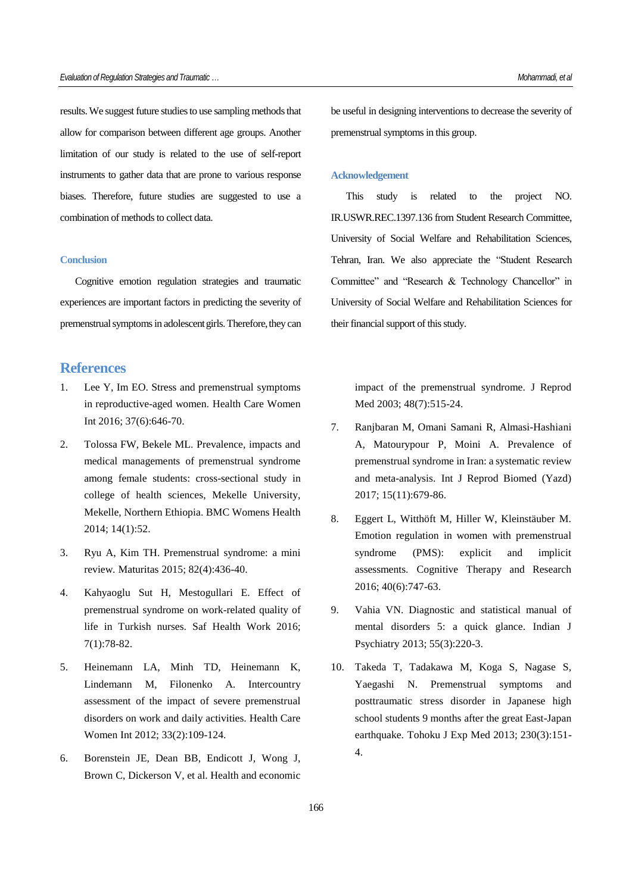results. We suggest future studies to use sampling methods that allow for comparison between different age groups. Another limitation of our study is related to the use of self-report instruments to gather data that are prone to various response biases. Therefore, future studies are suggested to use a combination of methods to collect data.

## Conclusion

Cognitive emotion regulation strategies and traumatic experiences are important factors in predicting the severity of premenstrual symptoms in adolescent girls. Therefore, they can be useful in designing interventions to decrease the severity of premenstrual symptoms in this group.

## Acknowledgement

This study is related to the project NO. IR.USWR.REC.1397.136 from Student Research Committee, University of Social Welfare and Rehabilitation Sciences, Tehran, Iran. We also appreciate the "Student Research Committee" and "Research & Technology Chancellor" in University of Social Welfare and Rehabilitation Sciences for their financial support of this study.

# References

1. Lee Y, Im EO. Stress and premenstrual symptoms in reproductive-aged women. Health Care Women Int 2016; 37(6):646-70.
2. Tolossa FW, Bekele ML. Prevalence, impacts and medical managements of premenstrual syndrome among female students: cross-sectional study in college of health sciences, Mekelle University, Mekelle, Northern Ethiopia. BMC Womens Health 2014; 14(1):52.
3. Ryu A, Kim TH. Premenstrual syndrome: a mini review. Maturitas 2015; 82(4):436-40.
4. Kahyaoglu Sut H, Mestogullari E. Effect of premenstrual syndrome on work-related quality of life in Turkish nurses. Saf Health Work 2016; 7(1):78-82.
5. Heinemann LA, Minh TD, Heinemann K, Lindemann M, Filonenko A. Intercountry assessment of the impact of severe premenstrual disorders on work and daily activities. Health Care Women Int 2012; 33(2):109-124.
6. Borenstein JE, Dean BB, Endicott J, Wong J, Brown C, Dickerson V, et al. Health and economic impact of the premenstrual syndrome. J Reprod Med 2003; 48(7):515-24.
7. Ranjbaran M, Omani Samani R, Almasi-Hashiani A, Matourypour P, Moini A. Prevalence of premenstrual syndrome in Iran: a systematic review and meta-analysis. Int J Reprod Biomed (Yazd) 2017; 15(11):679-86.
8. Eggert L, Witthöft M, Hiller W, Kleinstäuber M. Emotion regulation in women with premenstrual syndrome (PMS): explicit and implicit assessments. Cognitive Therapy and Research 2016; 40(6):747-63.
9. Vahia VN. Diagnostic and statistical manual of mental disorders 5: a quick glance. Indian J Psychiatry 2013; 55(3):220-3.
10. Takeda T, Tadakawa M, Koga S, Nagase S, Yaegashi N. Premenstrual symptoms and posttraumatic stress disorder in Japanese high school students 9 months after the great East-Japan earthquake. Tohoku J Exp Med 2013; 230(3):151-4.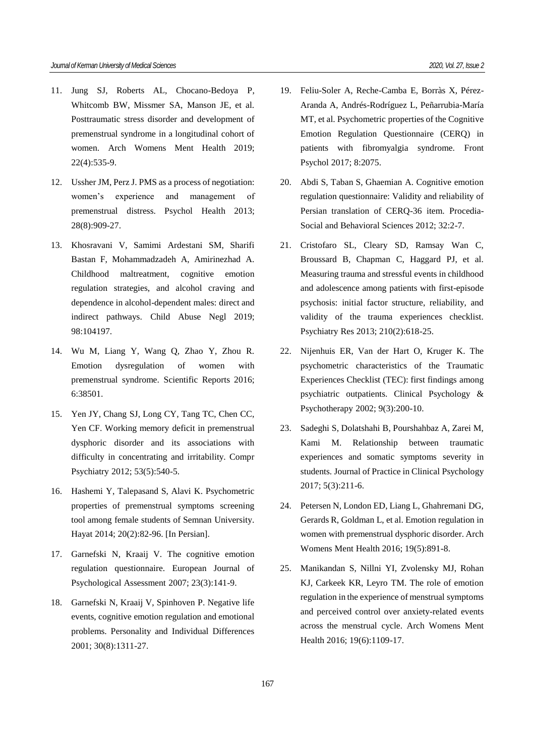11. Jung SJ, Roberts AL, Chocano-Bedoya P, Whitcomb BW, Missmer SA, Manson JE, et al. Posttraumatic stress disorder and development of premenstrual syndrome in a longitudinal cohort of women. Arch Womens Ment Health 2019; 22(4):535-9.
12. Ussher JM, Perz J. PMS as a process of negotiation: women's experience and management of premenstrual distress. Psychol Health 2013; 28(8):909-27.
13. Khosravani V, Samimi Ardestani SM, Sharifi Bastan F, Mohammadzadeh A, Amirinezhad A. Childhood maltreatment, cognitive emotion regulation strategies, and alcohol craving and dependence in alcohol-dependent males: direct and indirect pathways. Child Abuse Negl 2019; 98:104197.
14. Wu M, Liang Y, Wang Q, Zhao Y, Zhou R. Emotion dysregulation of women with premenstrual syndrome. Scientific Reports 2016; 6:38501.
15. Yen JY, Chang SJ, Long CY, Tang TC, Chen CC, Yen CF. Working memory deficit in premenstrual dysphoric disorder and its associations with difficulty in concentrating and irritability. Compr Psychiatry 2012; 53(5):540-5.
16. Hashemi Y, Talepasand S, Alavi K. Psychometric properties of premenstrual symptoms screening tool among female students of Semnan University. Hayat 2014; 20(2):82-96. [In Persian].
17. Garnefski N, Kraaij V. The cognitive emotion regulation questionnaire. European Journal of Psychological Assessment 2007; 23(3):141-9.
18. Garnefski N, Kraaij V, Spinhoven P. Negative life events, cognitive emotion regulation and emotional problems. Personality and Individual Differences 2001; 30(8):1311-27.
19. Feliu-Soler A, Reche-Camba E, Borràs X, Pérez-Aranda A, Andrés-Rodríguez L, Peñarrubia-María MT, et al. Psychometric properties of the Cognitive Emotion Regulation Questionnaire (CERQ) in patients with fibromyalgia syndrome. Front Psychol 2017; 8:2075.
20. Abdi S, Taban S, Ghaemian A. Cognitive emotion regulation questionnaire: Validity and reliability of Persian translation of CERQ-36 item. Procedia-Social and Behavioral Sciences 2012; 32:2-7.
21. Cristofaro SL, Cleary SD, Ramsay Wan C, Broussard B, Chapman C, Haggard PJ, et al. Measuring trauma and stressful events in childhood and adolescence among patients with first-episode psychosis: initial factor structure, reliability, and validity of the trauma experiences checklist. Psychiatry Res 2013; 210(2):618-25.
22. Nijenhuis ER, Van der Hart O, Kruger K. The psychometric characteristics of the Traumatic Experiences Checklist (TEC): first findings among psychiatric outpatients. Clinical Psychology & Psychotherapy 2002; 9(3):200-10.
23. Sadeghi S, Dolatshahi B, Pourshahbaz A, Zarei M, Kami M. Relationship between traumatic experiences and somatic symptoms severity in students. Journal of Practice in Clinical Psychology 2017; 5(3):211-6.
24. Petersen N, London ED, Liang L, Ghahremani DG, Gerards R, Goldman L, et al. Emotion regulation in women with premenstrual dysphoric disorder. Arch Womens Ment Health 2016; 19(5):891-8.
25. Manikandan S, Nillni YI, Zvolensky MJ, Rohan KJ, Carkeek KR, Leyro TM. The role of emotion regulation in the experience of menstrual symptoms and perceived control over anxiety-related events across the menstrual cycle. Arch Womens Ment Health 2016; 19(6):1109-17.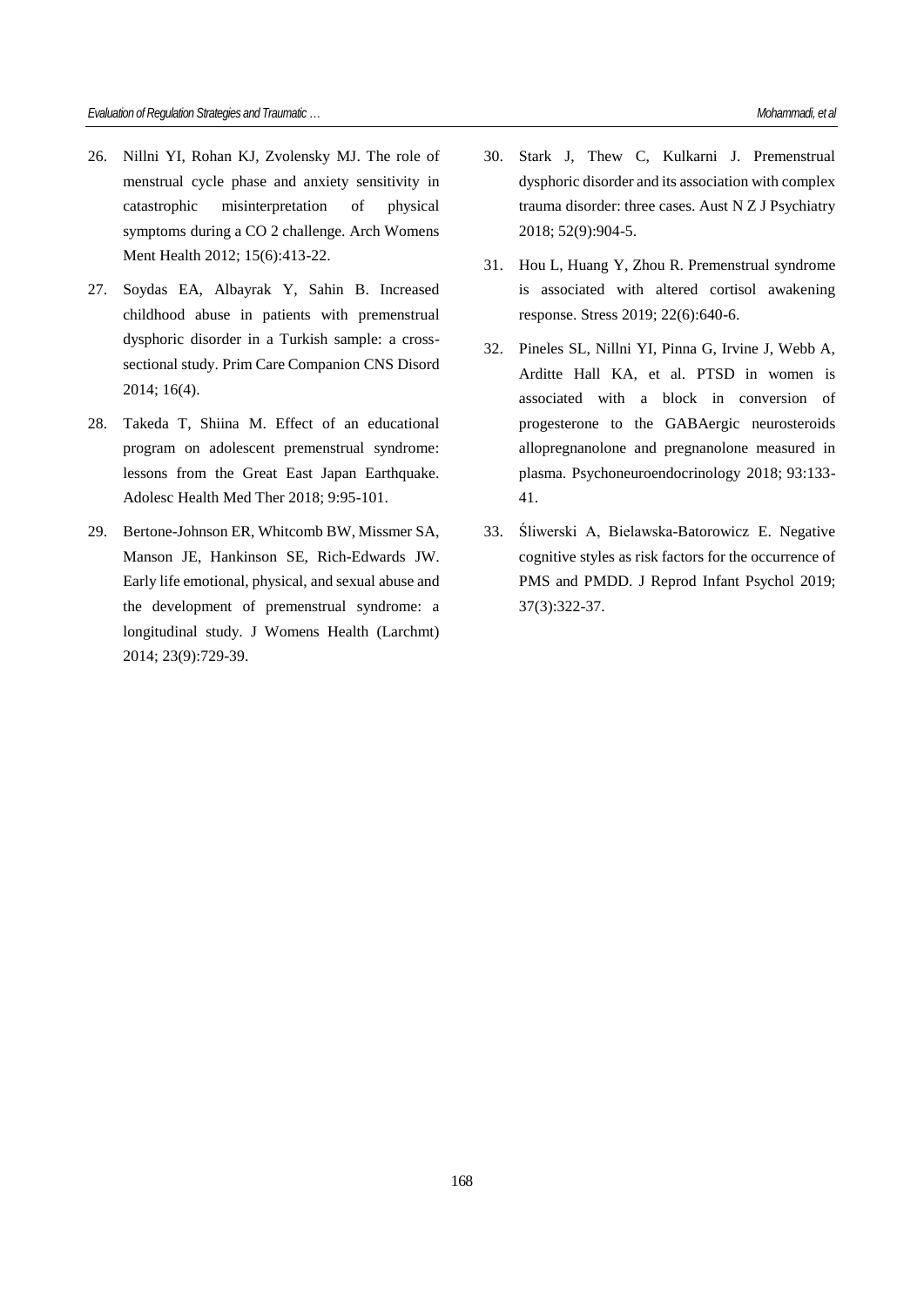26. Nillni YI, Rohan KJ, Zvolensky MJ. The role of menstrual cycle phase and anxiety sensitivity in catastrophic misinterpretation of physical symptoms during a CO 2 challenge. Arch Womens Ment Health 2012; 15(6):413-22.
27. Soydas EA, Albayrak Y, Sahin B. Increased childhood abuse in patients with premenstrual dysphoric disorder in a Turkish sample: a cross-sectional study. Prim Care Companion CNS Disord 2014; 16(4).
28. Takeda T, Shiina M. Effect of an educational program on adolescent premenstrual syndrome: lessons from the Great East Japan Earthquake. Adolesc Health Med Ther 2018; 9:95-101.
29. Bertone-Johnson ER, Whitcomb BW, Missmer SA, Manson JE, Hankinson SE, Rich-Edwards JW. Early life emotional, physical, and sexual abuse and the development of premenstrual syndrome: a longitudinal study. J Womens Health (Larchmt) 2014; 23(9):729-39.
30. Stark J, Thew C, Kulkarni J. Premenstrual dysphoric disorder and its association with complex trauma disorder: three cases. Aust N Z J Psychiatry 2018; 52(9):904-5.
31. Hou L, Huang Y, Zhou R. Premenstrual syndrome is associated with altered cortisol awakening response. Stress 2019; 22(6):640-6.
32. Pineles SL, Nillni YI, Pinna G, Irvine J, Webb A, Arditte Hall KA, et al. PTSD in women is associated with a block in conversion of progesterone to the GABAergic neurosteroids allopregnanolone and pregnanolone measured in plasma. Psychoneuroendocrinology 2018; 93:133-41.
33. Śliwerski A, Bielawska-Batorowicz E. Negative cognitive styles as risk factors for the occurrence of PMS and PMDD. J Reprod Infant Psychol 2019; 37(3):322-37.